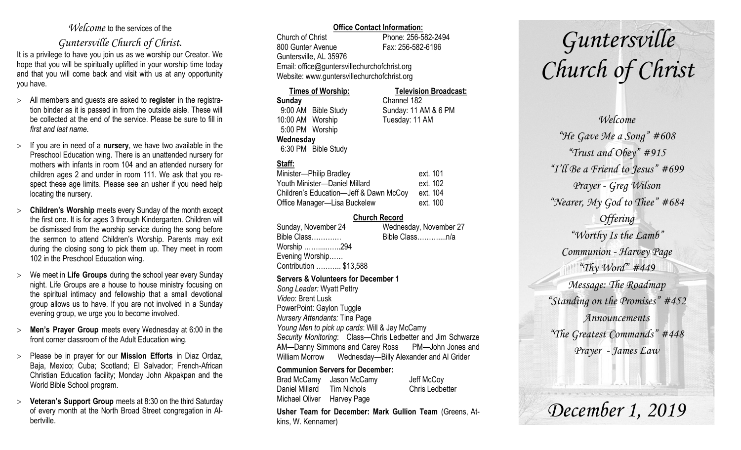*Welcome* to the services of the

*Guntersville Church of Christ.*

It is a privilege to have you join us as we worship our Creator. We hope that you will be spiritually uplifted in your worship time today and that you will come back and visit with us at any opportunity you have.

- All members and guests are asked to **register** in the registration binder as it is passed in from the outside aisle. These will be collected at the end of the service. Please be sure to fill in *first and last name*.
- If you are in need of a **nursery**, we have two available in the Preschool Education wing. There is an unattended nursery for mothers with infants in room 104 and an attended nursery for children ages 2 and under in room 111. We ask that you respect these age limits. Please see an usher if you need help locating the nursery.
- **Children's Worship** meets every Sunday of the month except the first one. It is for ages 3 through Kindergarten. Children will be dismissed from the worship service during the song before the sermon to attend Children's Worship. Parents may exit during the closing song to pick them up. They meet in room 102 in the Preschool Education wing.
- We meet in **Life Groups** during the school year every Sunday night. Life Groups are a house to house ministry focusing on the spiritual intimacy and fellowship that a small devotional group allows us to have. If you are not involved in a Sunday evening group, we urge you to become involved.
- **Men's Prayer Group** meets every Wednesday at 6:00 in the front corner classroom of the Adult Education wing.
- Please be in prayer for our **Mission Efforts** in Diaz Ordaz, Baja, Mexico; Cuba; Scotland; El Salvador; French-African Christian Education facility; Monday John Akpakpan and the World Bible School program.
- **Veteran's Support Group** meets at 8:30 on the third Saturday of every month at the North Broad Street congregation in Albertville.

**Office Contact Information:**

Church of Christ — Phone: 256-582-2494
800 Gunter Avenue — Fax: 256-582-6196
Guntersville, AL 35976
Email: office@guntersvillechurchofchrist.org
Website: www.guntersvillechurchofchrist.org

**Times of Worship:**

**Sunday**
9:00 AM Bible Study
10:00 AM Worship
5:00 PM Worship
**Wednesday**
6:30 PM Bible Study

**Television Broadcast:**

Channel 182
Sunday: 11 AM & 6 PM
Tuesday: 11 AM

**Staff:**

| | |
|---|---|
| Minister—Philip Bradley | ext. 101 |
| Youth Minister—Daniel Millard | ext. 102 |
| Children's Education—Jeff & Dawn McCoy | ext. 104 |
| Office Manager—Lisa Buckelew | ext. 100 |

**Church Record**

Sunday, November 24
Bible Class…………
Worship …….......….294
Evening Worship……
Contribution ……….. $13,588

Wednesday, November 27
Bible Class………....n/a

**Servers & Volunteers for December 1**

*Song Leader:* Wyatt Pettry
*Video*: Brent Lusk
PowerPoint: Gaylon Tuggle
*Nursery Attendants:* Tina Page
*Young Men to pick up cards*: Will & Jay McCamy
*Security Monitoring*: Class—Chris Ledbetter and Jim Schwarze AM—Danny Simmons and Carey Ross PM—John Jones and William Morrow Wednesday—Billy Alexander and Al Grider

**Communion Servers for December:**

| | | |
|---|---|---|
| Brad McCamy | Jason McCamy | Jeff McCoy |
| Daniel Millard | Tim Nichols | Chris Ledbetter |
| Michael Oliver | Harvey Page | |

**Usher Team for December: Mark Gullion Team** (Greens, Atkins, W. Kennamer)

# *Guntersville Church of Christ*

*Welcome*
*"He Gave Me a Song" #608*
*"Trust and Obey" #915*
*"I'll Be a Friend to Jesus" #699*
*Prayer - Greg Wilson*
*"Nearer, My God to Thee" #684*
*Offering*
*"Worthy Is the Lamb"*
*Communion - Harvey Page*
*"Thy Word" #449*
*Message: The Roadmap*
*"Standing on the Promises" #452*
*Announcements*
*"The Greatest Commands" #448*
*Prayer - James Law*

*December 1, 2019*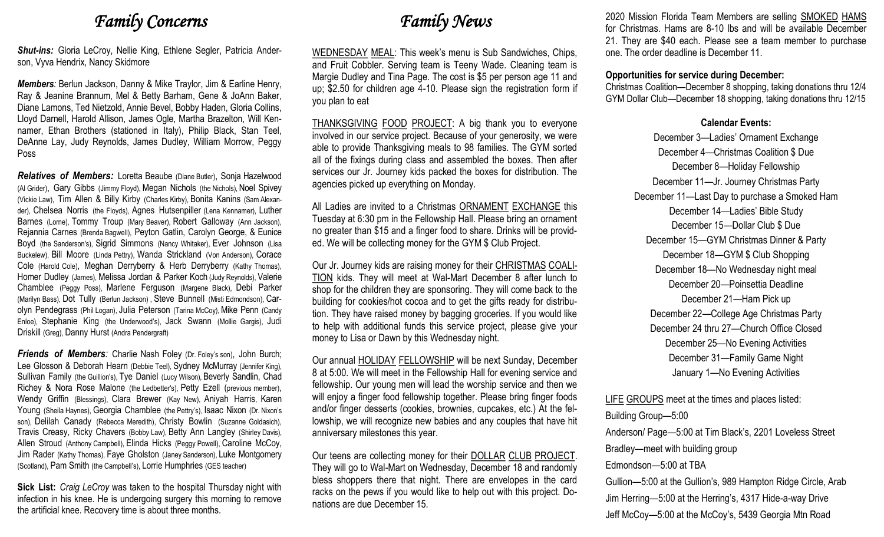# *Family Concerns*

***Shut-ins:*** Gloria LeCroy, Nellie King, Ethlene Segler, Patricia Anderson, Vyva Hendrix, Nancy Skidmore

***Members:*** Berlun Jackson, Danny & Mike Traylor, Jim & Earline Henry, Ray & Jeanine Brannum, Mel & Betty Barham, Gene & JoAnn Baker, Diane Lamons, Ted Nietzold, Annie Bevel, Bobby Haden, Gloria Collins, Lloyd Darnell, Harold Allison, James Ogle, Martha Brazelton, Will Kennamer, Ethan Brothers (stationed in Italy), Philip Black, Stan Teel, DeAnne Lay, Judy Reynolds, James Dudley, William Morrow, Peggy Poss

***Relatives of Members:*** Loretta Beaube (Diane Butler), Sonja Hazelwood (Al Grider), Gary Gibbs (Jimmy Floyd), Megan Nichols (the Nichols), Noel Spivey (Vickie Law), Tim Allen & Billy Kirby (Charles Kirby), Bonita Kanins (Sam Alexander), Chelsea Norris (the Floyds), Agnes Hutsenpiller (Lena Kennamer), Luther Barnes (Lorne), Tommy Troup (Mary Beaver), Robert Galloway (Ann Jackson), Rejannia Carnes (Brenda Bagwell), Peyton Gatlin, Carolyn George, & Eunice Boyd (the Sanderson's), Sigrid Simmons (Nancy Whitaker), Ever Johnson (Lisa Buckelew), Bill Moore (Linda Pettry), Wanda Strickland (Von Anderson), Corace Cole (Harold Cole), Meghan Derryberry & Herb Derryberry (Kathy Thomas), Homer Dudley (James), Melissa Jordan & Parker Koch (Judy Reynolds), Valerie Chamblee (Peggy Poss), Marlene Ferguson (Margene Black), Debi Parker (Marilyn Bass), Dot Tully (Berlun Jackson) , Steve Bunnell (Misti Edmondson), Carolyn Pendegrass (Phil Logan), Julia Peterson (Tarina McCoy), Mike Penn (Candy Enloe), Stephanie King (the Underwood's), Jack Swann (Mollie Gargis), Judi Driskill (Greg), Danny Hurst (Andra Pendergraft)

***Friends of Members:*** Charlie Nash Foley (Dr. Foley's son), John Burch; Lee Glosson & Deborah Hearn (Debbie Teel), Sydney McMurray (Jennifer King), Sullivan Family (the Guillion's), Tye Daniel (Lucy Wilson), Beverly Sandlin, Chad Richey & Nora Rose Malone (the Ledbetter's), Petty Ezell (previous member), Wendy Griffin (Blessings), Clara Brewer (Kay New), Aniyah Harris, Karen Young (Sheila Haynes), Georgia Chamblee (the Pettry's), Isaac Nixon (Dr. Nixon's son), Delilah Canady (Rebecca Meredith), Christy Bowlin (Suzanne Goldasich), Travis Creasy, Ricky Chavers (Bobby Law), Betty Ann Langley (Shirley Davis), Allen Stroud (Anthony Campbell), Elinda Hicks (Peggy Powell), Caroline McCoy, Jim Rader (Kathy Thomas), Faye Gholston (Janey Sanderson), Luke Montgomery (Scotland), Pam Smith (the Campbell's), Lorrie Humphries (GES teacher)

**Sick List:** *Craig LeCroy* was taken to the hospital Thursday night with infection in his knee. He is undergoing surgery this morning to remove the artificial knee. Recovery time is about three months.

# *Family News*

WEDNESDAY MEAL: This week's menu is Sub Sandwiches, Chips, and Fruit Cobbler. Serving team is Teeny Wade. Cleaning team is Margie Dudley and Tina Page. The cost is $5 per person age 11 and up; $2.50 for children age 4-10. Please sign the registration form if you plan to eat

THANKSGIVING FOOD PROJECT: A big thank you to everyone involved in our service project. Because of your generosity, we were able to provide Thanksgiving meals to 98 families. The GYM sorted all of the fixings during class and assembled the boxes. Then after services our Jr. Journey kids packed the boxes for distribution. The agencies picked up everything on Monday.

All Ladies are invited to a Christmas ORNAMENT EXCHANGE this Tuesday at 6:30 pm in the Fellowship Hall. Please bring an ornament no greater than $15 and a finger food to share. Drinks will be provided. We will be collecting money for the GYM $ Club Project.

Our Jr. Journey kids are raising money for their CHRISTMAS COALITION kids. They will meet at Wal-Mart December 8 after lunch to shop for the children they are sponsoring. They will come back to the building for cookies/hot cocoa and to get the gifts ready for distribution. They have raised money by bagging groceries. If you would like to help with additional funds this service project, please give your money to Lisa or Dawn by this Wednesday night.

Our annual HOLIDAY FELLOWSHIP will be next Sunday, December 8 at 5:00. We will meet in the Fellowship Hall for evening service and fellowship. Our young men will lead the worship service and then we will enjoy a finger food fellowship together. Please bring finger foods and/or finger desserts (cookies, brownies, cupcakes, etc.) At the fellowship, we will recognize new babies and any couples that have hit anniversary milestones this year.

Our teens are collecting money for their DOLLAR CLUB PROJECT. They will go to Wal-Mart on Wednesday, December 18 and randomly bless shoppers there that night. There are envelopes in the card racks on the pews if you would like to help out with this project. Donations are due December 15.

2020 Mission Florida Team Members are selling SMOKED HAMS for Christmas. Hams are 8-10 lbs and will be available December 21. They are $40 each. Please see a team member to purchase one. The order deadline is December 11.

**Opportunities for service during December:**

Christmas Coalition—December 8 shopping, taking donations thru 12/4
GYM Dollar Club—December 18 shopping, taking donations thru 12/15

**Calendar Events:**

December 3—Ladies' Ornament Exchange
December 4—Christmas Coalition $ Due
December 8—Holiday Fellowship
December 11—Jr. Journey Christmas Party
December 11—Last Day to purchase a Smoked Ham
December 14—Ladies' Bible Study
December 15—Dollar Club $ Due
December 15—GYM Christmas Dinner & Party
December 18—GYM $ Club Shopping
December 18—No Wednesday night meal
December 20—Poinsettia Deadline
December 21—Ham Pick up
December 22—College Age Christmas Party
December 24 thru 27—Church Office Closed
December 25—No Evening Activities
December 31—Family Game Night
January 1—No Evening Activities

LIFE GROUPS meet at the times and places listed:

Building Group—5:00
Anderson/ Page—5:00 at Tim Black's, 2201 Loveless Street
Bradley—meet with building group
Edmondson—5:00 at TBA
Gullion—5:00 at the Gullion's, 989 Hampton Ridge Circle, Arab
Jim Herring—5:00 at the Herring's, 4317 Hide-a-way Drive
Jeff McCoy—5:00 at the McCoy's, 5439 Georgia Mtn Road